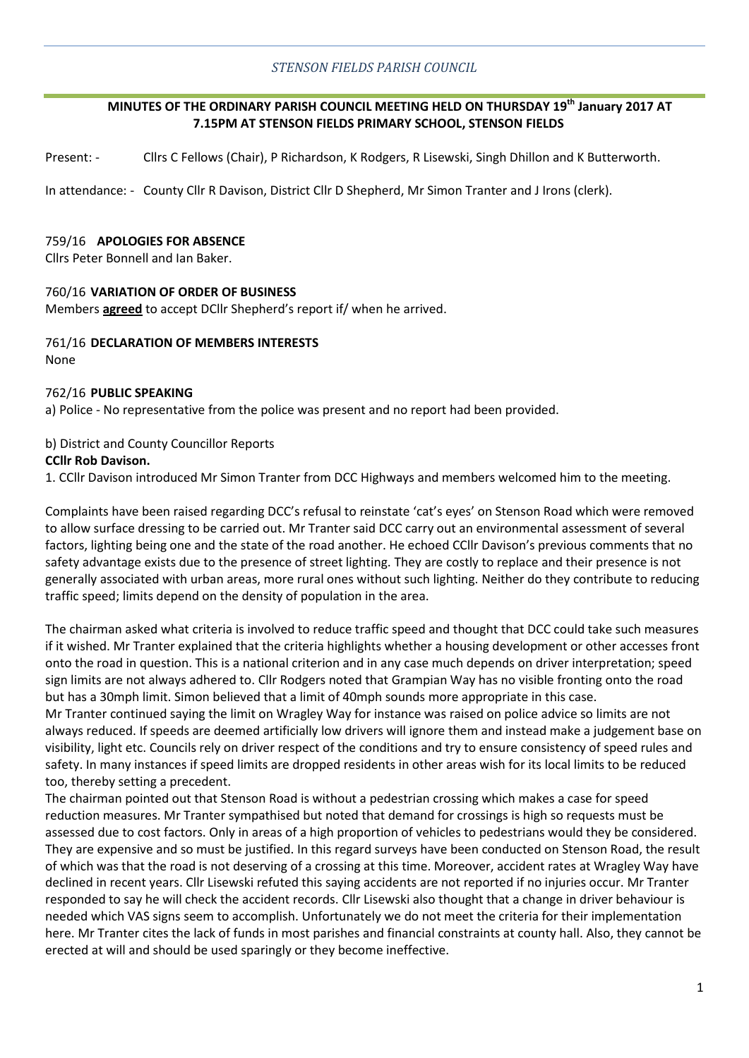*STENSON FIELDS PARISH COUNCIL*

## MINUTES OF THE ORDINARY PARISH COUNCIL MEETING HELD ON THURSDAY 19th January 2017 AT 7.15PM AT STENSON FIELDS PRIMARY SCHOOL, STENSON FIELDS

Present: - Cllrs C Fellows (Chair), P Richardson, K Rodgers, R Lisewski, Singh Dhillon and K Butterworth.

In attendance: - County Cllr R Davison, District Cllr D Shepherd, Mr Simon Tranter and J Irons (clerk).

### 759/16 APOLOGIES FOR ABSENCE

Cllrs Peter Bonnell and Ian Baker.

### 760/16 VARIATION OF ORDER OF BUSINESS

Members **agreed** to accept DCllr Shepherd's report if/ when he arrived.

### 761/16 DECLARATION OF MEMBERS INTERESTS

None

### 762/16 PUBLIC SPEAKING

a) Police - No representative from the police was present and no report had been provided.

b) District and County Councillor Reports

**CCllr Rob Davison.**

1. CCllr Davison introduced Mr Simon Tranter from DCC Highways and members welcomed him to the meeting.

Complaints have been raised regarding DCC's refusal to reinstate 'cat's eyes' on Stenson Road which were removed to allow surface dressing to be carried out. Mr Tranter said DCC carry out an environmental assessment of several factors, lighting being one and the state of the road another. He echoed CCllr Davison's previous comments that no safety advantage exists due to the presence of street lighting. They are costly to replace and their presence is not generally associated with urban areas, more rural ones without such lighting. Neither do they contribute to reducing traffic speed; limits depend on the density of population in the area.

The chairman asked what criteria is involved to reduce traffic speed and thought that DCC could take such measures if it wished. Mr Tranter explained that the criteria highlights whether a housing development or other accesses front onto the road in question. This is a national criterion and in any case much depends on driver interpretation; speed sign limits are not always adhered to. Cllr Rodgers noted that Grampian Way has no visible fronting onto the road but has a 30mph limit. Simon believed that a limit of 40mph sounds more appropriate in this case.

Mr Tranter continued saying the limit on Wragley Way for instance was raised on police advice so limits are not always reduced. If speeds are deemed artificially low drivers will ignore them and instead make a judgement base on visibility, light etc. Councils rely on driver respect of the conditions and try to ensure consistency of speed rules and safety. In many instances if speed limits are dropped residents in other areas wish for its local limits to be reduced too, thereby setting a precedent.

The chairman pointed out that Stenson Road is without a pedestrian crossing which makes a case for speed reduction measures. Mr Tranter sympathised but noted that demand for crossings is high so requests must be assessed due to cost factors. Only in areas of a high proportion of vehicles to pedestrians would they be considered. They are expensive and so must be justified. In this regard surveys have been conducted on Stenson Road, the result of which was that the road is not deserving of a crossing at this time. Moreover, accident rates at Wragley Way have declined in recent years. Cllr Lisewski refuted this saying accidents are not reported if no injuries occur. Mr Tranter responded to say he will check the accident records. Cllr Lisewski also thought that a change in driver behaviour is needed which VAS signs seem to accomplish. Unfortunately we do not meet the criteria for their implementation here. Mr Tranter cites the lack of funds in most parishes and financial constraints at county hall. Also, they cannot be erected at will and should be used sparingly or they become ineffective.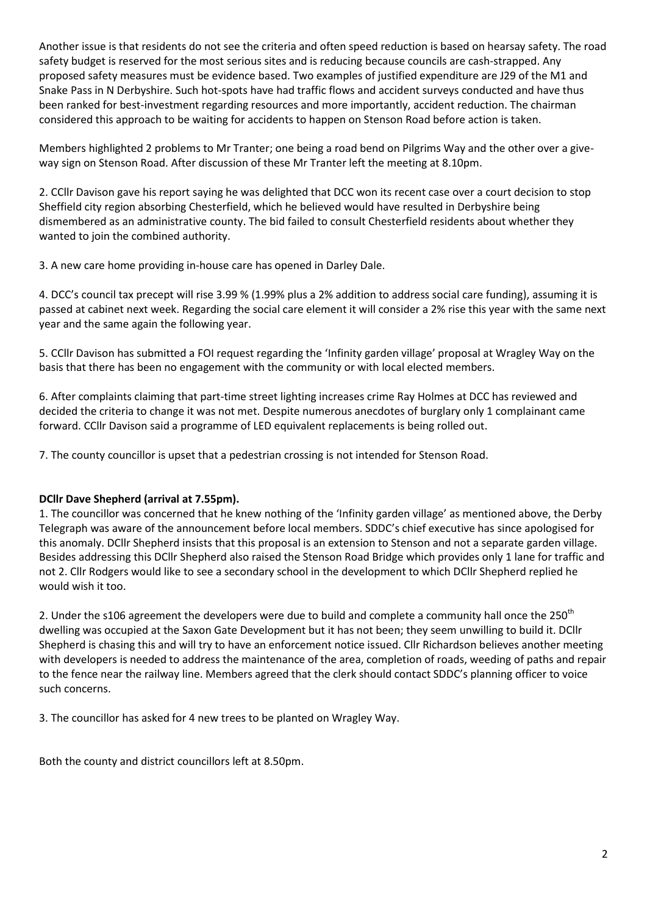Another issue is that residents do not see the criteria and often speed reduction is based on hearsay safety. The road safety budget is reserved for the most serious sites and is reducing because councils are cash-strapped. Any proposed safety measures must be evidence based. Two examples of justified expenditure are J29 of the M1 and Snake Pass in N Derbyshire. Such hot-spots have had traffic flows and accident surveys conducted and have thus been ranked for best-investment regarding resources and more importantly, accident reduction. The chairman considered this approach to be waiting for accidents to happen on Stenson Road before action is taken.

Members highlighted 2 problems to Mr Tranter; one being a road bend on Pilgrims Way and the other over a give-way sign on Stenson Road. After discussion of these Mr Tranter left the meeting at 8.10pm.

2. CCllr Davison gave his report saying he was delighted that DCC won its recent case over a court decision to stop Sheffield city region absorbing Chesterfield, which he believed would have resulted in Derbyshire being dismembered as an administrative county. The bid failed to consult Chesterfield residents about whether they wanted to join the combined authority.

3. A new care home providing in-house care has opened in Darley Dale.

4. DCC's council tax precept will rise 3.99 % (1.99% plus a 2% addition to address social care funding), assuming it is passed at cabinet next week. Regarding the social care element it will consider a 2% rise this year with the same next year and the same again the following year.

5. CCllr Davison has submitted a FOI request regarding the 'Infinity garden village' proposal at Wragley Way on the basis that there has been no engagement with the community or with local elected members.

6. After complaints claiming that part-time street lighting increases crime Ray Holmes at DCC has reviewed and decided the criteria to change it was not met. Despite numerous anecdotes of burglary only 1 complainant came forward. CCllr Davison said a programme of LED equivalent replacements is being rolled out.

7. The county councillor is upset that a pedestrian crossing is not intended for Stenson Road.

**DCllr Dave Shepherd (arrival at 7.55pm).**

1. The councillor was concerned that he knew nothing of the 'Infinity garden village' as mentioned above, the Derby Telegraph was aware of the announcement before local members. SDDC's chief executive has since apologised for this anomaly. DCllr Shepherd insists that this proposal is an extension to Stenson and not a separate garden village. Besides addressing this DCllr Shepherd also raised the Stenson Road Bridge which provides only 1 lane for traffic and not 2. Cllr Rodgers would like to see a secondary school in the development to which DCllr Shepherd replied he would wish it too.

2. Under the s106 agreement the developers were due to build and complete a community hall once the 250th dwelling was occupied at the Saxon Gate Development but it has not been; they seem unwilling to build it. DCllr Shepherd is chasing this and will try to have an enforcement notice issued. Cllr Richardson believes another meeting with developers is needed to address the maintenance of the area, completion of roads, weeding of paths and repair to the fence near the railway line. Members agreed that the clerk should contact SDDC's planning officer to voice such concerns.

3. The councillor has asked for 4 new trees to be planted on Wragley Way.

Both the county and district councillors left at 8.50pm.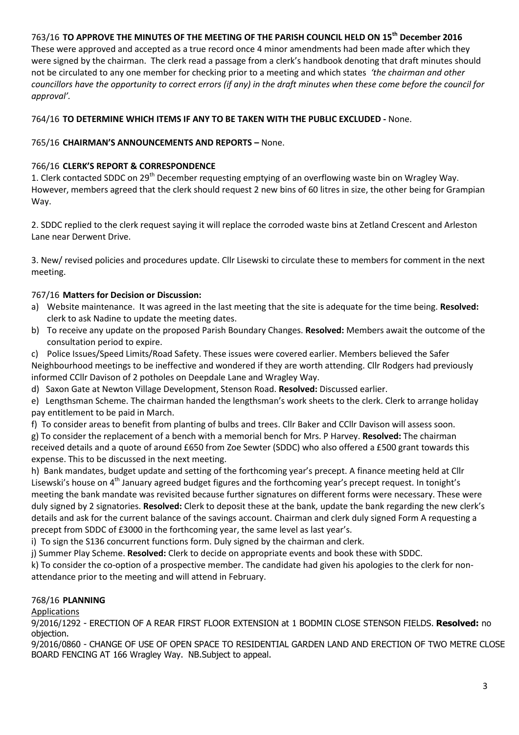763/16 **TO APPROVE THE MINUTES OF THE MEETING OF THE PARISH COUNCIL HELD ON 15th December 2016**

These were approved and accepted as a true record once 4 minor amendments had been made after which they were signed by the chairman. The clerk read a passage from a clerk's handbook denoting that draft minutes should not be circulated to any one member for checking prior to a meeting and which states *'the chairman and other councillors have the opportunity to correct errors (if any) in the draft minutes when these come before the council for approval'.*

764/16 **TO DETERMINE WHICH ITEMS IF ANY TO BE TAKEN WITH THE PUBLIC EXCLUDED -** None.

765/16 **CHAIRMAN'S ANNOUNCEMENTS AND REPORTS –** None.

766/16 **CLERK'S REPORT & CORRESPONDENCE**

1. Clerk contacted SDDC on 29th December requesting emptying of an overflowing waste bin on Wragley Way. However, members agreed that the clerk should request 2 new bins of 60 litres in size, the other being for Grampian Way.

2. SDDC replied to the clerk request saying it will replace the corroded waste bins at Zetland Crescent and Arleston Lane near Derwent Drive.

3. New/ revised policies and procedures update. Cllr Lisewski to circulate these to members for comment in the next meeting.

767/16 **Matters for Decision or Discussion:**

a) Website maintenance. It was agreed in the last meeting that the site is adequate for the time being. **Resolved:** clerk to ask Nadine to update the meeting dates.

b) To receive any update on the proposed Parish Boundary Changes. **Resolved:** Members await the outcome of the consultation period to expire.

c) Police Issues/Speed Limits/Road Safety. These issues were covered earlier. Members believed the Safer Neighbourhood meetings to be ineffective and wondered if they are worth attending. Cllr Rodgers had previously informed CCllr Davison of 2 potholes on Deepdale Lane and Wragley Way.

d) Saxon Gate at Newton Village Development, Stenson Road. **Resolved:** Discussed earlier.

e) Lengthsman Scheme. The chairman handed the lengthsman's work sheets to the clerk. Clerk to arrange holiday pay entitlement to be paid in March.

f) To consider areas to benefit from planting of bulbs and trees. Cllr Baker and CCllr Davison will assess soon.

g) To consider the replacement of a bench with a memorial bench for Mrs. P Harvey. **Resolved:** The chairman received details and a quote of around £650 from Zoe Sewter (SDDC) who also offered a £500 grant towards this expense. This to be discussed in the next meeting.

h) Bank mandates, budget update and setting of the forthcoming year's precept. A finance meeting held at Cllr Lisewski's house on 4th January agreed budget figures and the forthcoming year's precept request. In tonight's meeting the bank mandate was revisited because further signatures on different forms were necessary. These were duly signed by 2 signatories. **Resolved:** Clerk to deposit these at the bank, update the bank regarding the new clerk's details and ask for the current balance of the savings account. Chairman and clerk duly signed Form A requesting a precept from SDDC of £3000 in the forthcoming year, the same level as last year's.

i) To sign the S136 concurrent functions form. Duly signed by the chairman and clerk.

j) Summer Play Scheme. **Resolved:** Clerk to decide on appropriate events and book these with SDDC.

k) To consider the co-option of a prospective member. The candidate had given his apologies to the clerk for non-attendance prior to the meeting and will attend in February.

768/16 **PLANNING**

Applications

9/2016/1292 - ERECTION OF A REAR FIRST FLOOR EXTENSION at 1 BODMIN CLOSE STENSON FIELDS. **Resolved:** no objection.

9/2016/0860 - CHANGE OF USE OF OPEN SPACE TO RESIDENTIAL GARDEN LAND AND ERECTION OF TWO METRE CLOSE BOARD FENCING AT 166 Wragley Way. NB.Subject to appeal.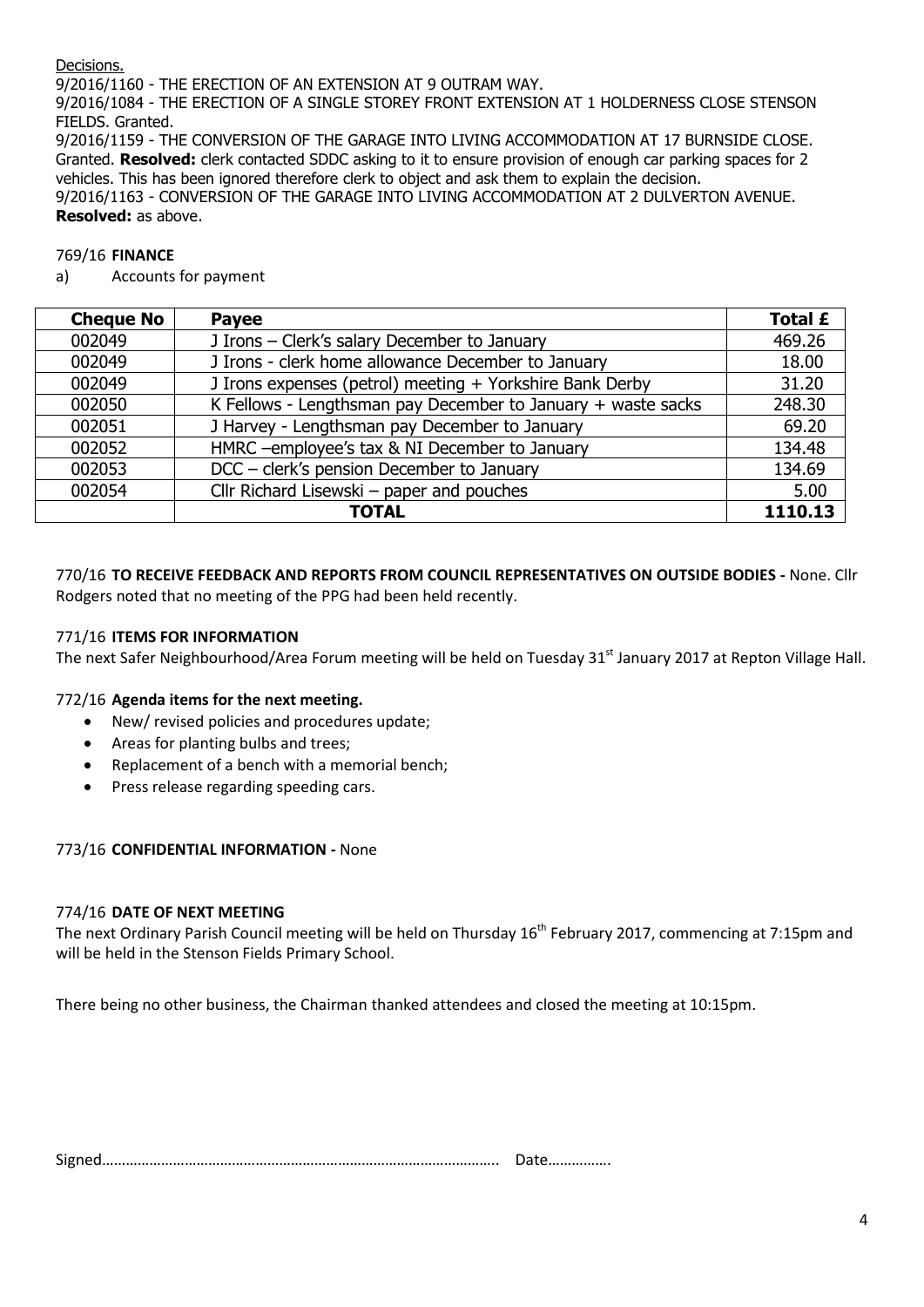Decisions.

9/2016/1160 - THE ERECTION OF AN EXTENSION AT 9 OUTRAM WAY.

9/2016/1084 - THE ERECTION OF A SINGLE STOREY FRONT EXTENSION AT 1 HOLDERNESS CLOSE STENSON FIELDS. Granted.

9/2016/1159 - THE CONVERSION OF THE GARAGE INTO LIVING ACCOMMODATION AT 17 BURNSIDE CLOSE. Granted. **Resolved:** clerk contacted SDDC asking to it to ensure provision of enough car parking spaces for 2 vehicles. This has been ignored therefore clerk to object and ask them to explain the decision.

9/2016/1163 - CONVERSION OF THE GARAGE INTO LIVING ACCOMMODATION AT 2 DULVERTON AVENUE. **Resolved:** as above.

769/16 **FINANCE**

a) Accounts for payment

| Cheque No | Payee | Total £ |
|---|---|---|
| 002049 | J Irons – Clerk's salary December to January | 469.26 |
| 002049 | J Irons - clerk home allowance December to January | 18.00 |
| 002049 | J Irons expenses (petrol) meeting + Yorkshire Bank Derby | 31.20 |
| 002050 | K Fellows - Lengthsman pay December to January + waste sacks | 248.30 |
| 002051 | J Harvey - Lengthsman pay December to January | 69.20 |
| 002052 | HMRC –employee's tax & NI December to January | 134.48 |
| 002053 | DCC – clerk's pension December to January | 134.69 |
| 002054 | Cllr Richard Lisewski – paper and pouches | 5.00 |
| | **TOTAL** | **1110.13** |

770/16 **TO RECEIVE FEEDBACK AND REPORTS FROM COUNCIL REPRESENTATIVES ON OUTSIDE BODIES -** None. Cllr Rodgers noted that no meeting of the PPG had been held recently.

771/16 **ITEMS FOR INFORMATION**

The next Safer Neighbourhood/Area Forum meeting will be held on Tuesday 31st January 2017 at Repton Village Hall.

772/16 **Agenda items for the next meeting.**

- New/ revised policies and procedures update;
- Areas for planting bulbs and trees;
- Replacement of a bench with a memorial bench;
- Press release regarding speeding cars.

773/16 **CONFIDENTIAL INFORMATION -** None

774/16 **DATE OF NEXT MEETING**

The next Ordinary Parish Council meeting will be held on Thursday 16th February 2017, commencing at 7:15pm and will be held in the Stenson Fields Primary School.

There being no other business, the Chairman thanked attendees and closed the meeting at 10:15pm.

Signed………………………………………………………………………………….. Date…………….